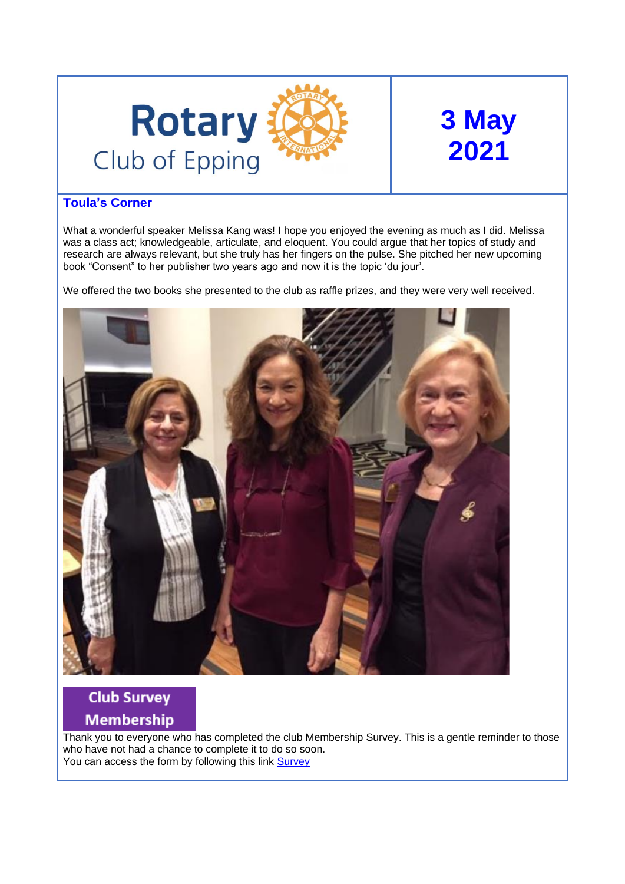# Rotary Club of Epping

# 3 May 2021

## Toula's Corner

What a wonderful speaker Melissa Kang was! I hope you enjoyed the evening as much as I did. Melissa was a class act; knowledgeable, articulate, and eloquent. You could argue that her topics of study and research are always relevant, but she truly has her fingers on the pulse. She pitched her new upcoming book "Consent" to her publisher two years ago and now it is the topic 'du jour'.

We offered the two books she presented to the club as raffle prizes, and they were very well received.

## Club Survey Membership

Thank you to everyone who has completed the club Membership Survey. This is a gentle reminder to those who have not had a chance to complete it to do so soon.
You can access the form by following this link Survey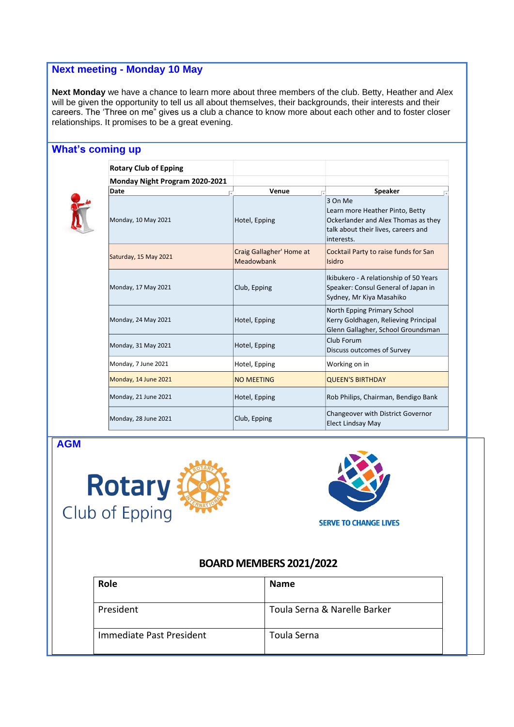## Next meeting - Monday 10 May

**Next Monday** we have a chance to learn more about three members of the club. Betty, Heather and Alex will be given the opportunity to tell us all about themselves, their backgrounds, their interests and their careers. The 'Three on me" gives us a club a chance to know more about each other and to foster closer relationships. It promises to be a great evening.

## What's coming up

**Rotary Club of Epping**

**Monday Night Program 2020-2021**

| Date | Venue | Speaker |
|---|---|---|
| Monday, 10 May 2021 | Hotel, Epping | 3 On Me<br>Learn more Heather Pinto, Betty Ockerlander and Alex Thomas as they talk about their lives, careers and interests. |
| Saturday, 15 May 2021 | Craig Gallagher' Home at Meadowbank | Cocktail Party to raise funds for San Isidro |
| Monday, 17 May 2021 | Club, Epping | Ikibukero - A relationship of 50 Years<br>Speaker: Consul General of Japan in Sydney, Mr Kiya Masahiko |
| Monday, 24 May 2021 | Hotel, Epping | North Epping Primary School<br>Kerry Goldhagen, Relieving Principal<br>Glenn Gallagher, School Groundsman |
| Monday, 31 May 2021 | Hotel, Epping | Club Forum<br>Discuss outcomes of Survey |
| Monday, 7 June 2021 | Hotel, Epping | Working on in |
| Monday, 14 June 2021 | NO MEETING | QUEEN'S BIRTHDAY |
| Monday, 21 June 2021 | Hotel, Epping | Rob Philips, Chairman, Bendigo Bank |
| Monday, 28 June 2021 | Club, Epping | Changeover with District Governor Elect Lindsay May |

## AGM

Rotary Club of Epping

SERVE TO CHANGE LIVES

**BOARD MEMBERS 2021/2022**

| Role | Name |
|---|---|
| President | Toula Serna & Narelle Barker |
| Immediate Past President | Toula Serna |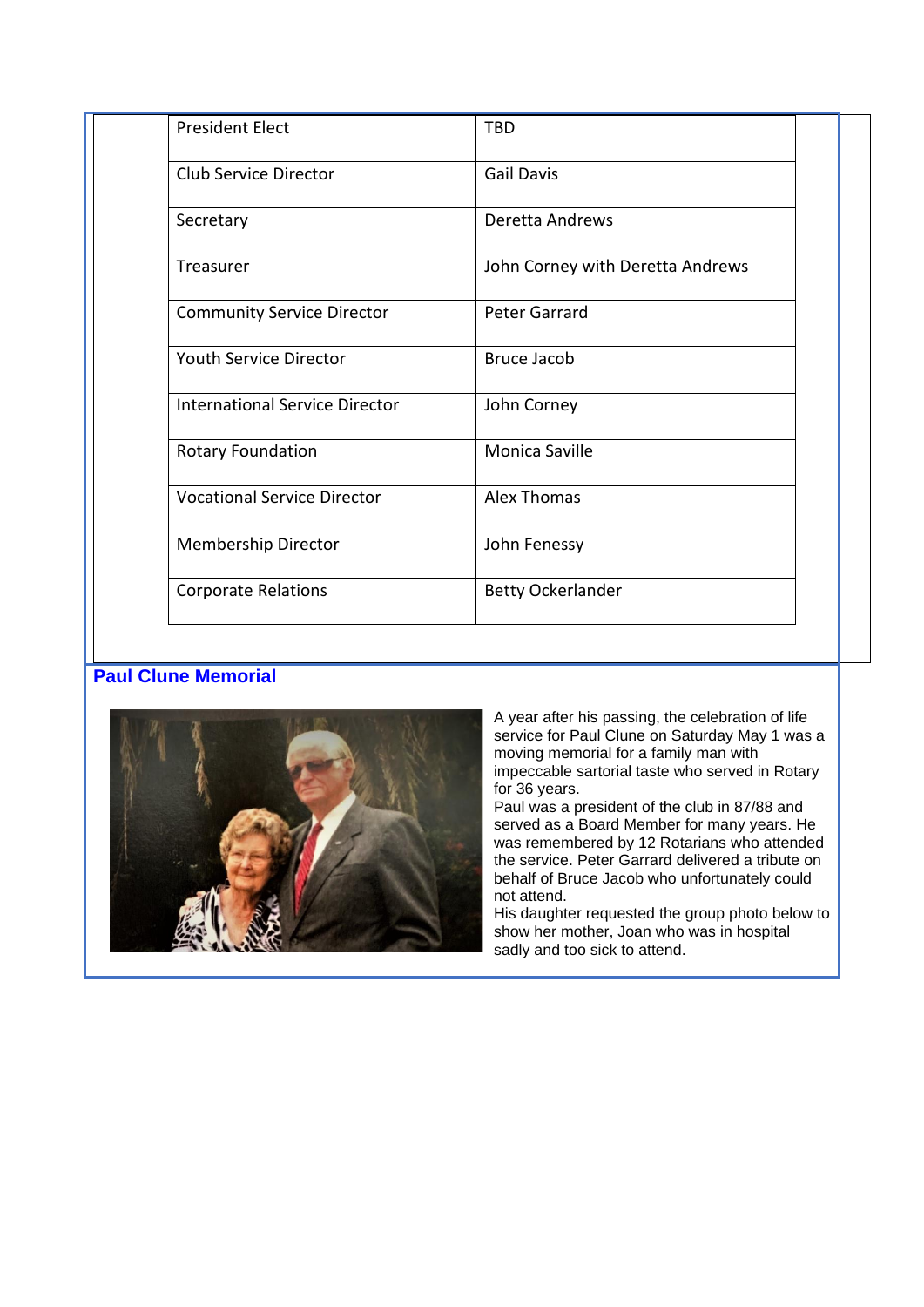| President Elect | TBD |
|---|---|
| Club Service Director | Gail Davis |
| Secretary | Deretta Andrews |
| Treasurer | John Corney with Deretta Andrews |
| Community Service Director | Peter Garrard |
| Youth Service Director | Bruce Jacob |
| International Service Director | John Corney |
| Rotary Foundation | Monica Saville |
| Vocational Service Director | Alex Thomas |
| Membership Director | John Fenessy |
| Corporate Relations | Betty Ockerlander |

## Paul Clune Memorial

A year after his passing, the celebration of life service for Paul Clune on Saturday May 1 was a moving memorial for a family man with impeccable sartorial taste who served in Rotary for 36 years.

Paul was a president of the club in 87/88 and served as a Board Member for many years. He was remembered by 12 Rotarians who attended the service. Peter Garrard delivered a tribute on behalf of Bruce Jacob who unfortunately could not attend.

His daughter requested the group photo below to show her mother, Joan who was in hospital sadly and too sick to attend.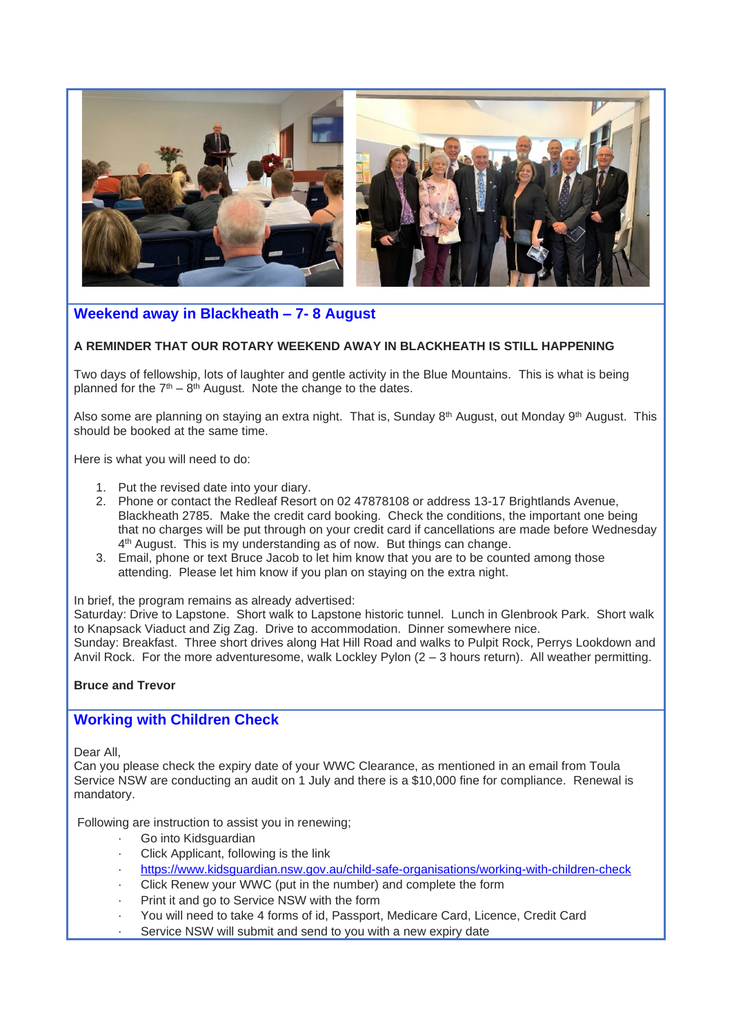## Weekend away in Blackheath – 7- 8 August

**A REMINDER THAT OUR ROTARY WEEKEND AWAY IN BLACKHEATH IS STILL HAPPENING**

Two days of fellowship, lots of laughter and gentle activity in the Blue Mountains. This is what is being planned for the 7th – 8th August. Note the change to the dates.

Also some are planning on staying an extra night. That is, Sunday 8th August, out Monday 9th August. This should be booked at the same time.

Here is what you will need to do:

1. Put the revised date into your diary.
2. Phone or contact the Redleaf Resort on 02 47878108 or address 13-17 Brightlands Avenue, Blackheath 2785. Make the credit card booking. Check the conditions, the important one being that no charges will be put through on your credit card if cancellations are made before Wednesday 4th August. This is my understanding as of now. But things can change.
3. Email, phone or text Bruce Jacob to let him know that you are to be counted among those attending. Please let him know if you plan on staying on the extra night.

In brief, the program remains as already advertised:
Saturday: Drive to Lapstone. Short walk to Lapstone historic tunnel. Lunch in Glenbrook Park. Short walk to Knapsack Viaduct and Zig Zag. Drive to accommodation. Dinner somewhere nice.
Sunday: Breakfast. Three short drives along Hat Hill Road and walks to Pulpit Rock, Perrys Lookdown and Anvil Rock. For the more adventuresome, walk Lockley Pylon (2 – 3 hours return). All weather permitting.

**Bruce and Trevor**

## Working with Children Check

Dear All,
Can you please check the expiry date of your WWC Clearance, as mentioned in an email from Toula Service NSW are conducting an audit on 1 July and there is a $10,000 fine for compliance. Renewal is mandatory.

Following are instruction to assist you in renewing;

- Go into Kidsguardian
- Click Applicant, following is the link
- https://www.kidsguardian.nsw.gov.au/child-safe-organisations/working-with-children-check
- Click Renew your WWC (put in the number) and complete the form
- Print it and go to Service NSW with the form
- You will need to take 4 forms of id, Passport, Medicare Card, Licence, Credit Card
- Service NSW will submit and send to you with a new expiry date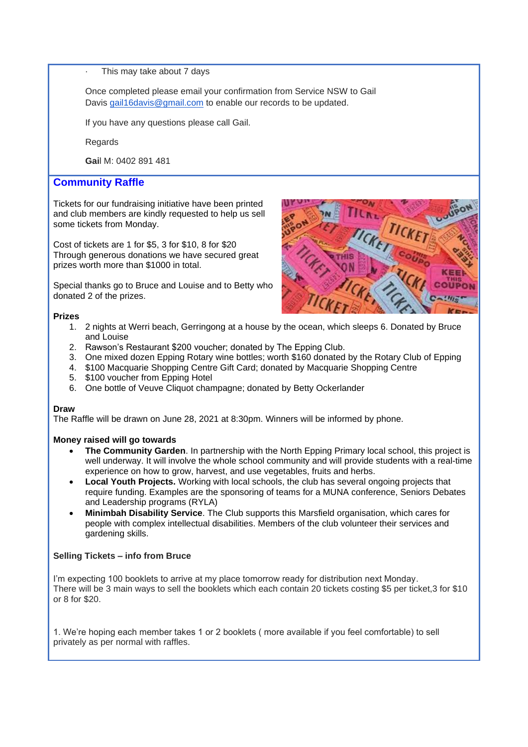- This may take about 7 days

Once completed please email your confirmation from Service NSW to Gail Davis gail16davis@gmail.com to enable our records to be updated.

If you have any questions please call Gail.

Regards

**Gai**l M: 0402 891 481

## Community Raffle

Tickets for our fundraising initiative have been printed and club members are kindly requested to help us sell some tickets from Monday.

Cost of tickets are 1 for $5, 3 for $10, 8 for $20
Through generous donations we have secured great prizes worth more than $1000 in total.

Special thanks go to Bruce and Louise and to Betty who donated 2 of the prizes.

**Prizes**

1. 2 nights at Werri beach, Gerringong at a house by the ocean, which sleeps 6. Donated by Bruce and Louise
2. Rawson's Restaurant $200 voucher; donated by The Epping Club.
3. One mixed dozen Epping Rotary wine bottles; worth $160 donated by the Rotary Club of Epping
4. $100 Macquarie Shopping Centre Gift Card; donated by Macquarie Shopping Centre
5. $100 voucher from Epping Hotel
6. One bottle of Veuve Cliquot champagne; donated by Betty Ockerlander

**Draw**
The Raffle will be drawn on June 28, 2021 at 8:30pm. Winners will be informed by phone.

**Money raised will go towards**

- **The Community Garden**. In partnership with the North Epping Primary local school, this project is well underway. It will involve the whole school community and will provide students with a real-time experience on how to grow, harvest, and use vegetables, fruits and herbs.
- **Local Youth Projects.** Working with local schools, the club has several ongoing projects that require funding. Examples are the sponsoring of teams for a MUNA conference, Seniors Debates and Leadership programs (RYLA)
- **Minimbah Disability Service**. The Club supports this Marsfield organisation, which cares for people with complex intellectual disabilities. Members of the club volunteer their services and gardening skills.

**Selling Tickets – info from Bruce**

I'm expecting 100 booklets to arrive at my place tomorrow ready for distribution next Monday.
There will be 3 main ways to sell the booklets which each contain 20 tickets costing $5 per ticket,3 for $10 or 8 for $20.

1. We're hoping each member takes 1 or 2 booklets ( more available if you feel comfortable) to sell privately as per normal with raffles.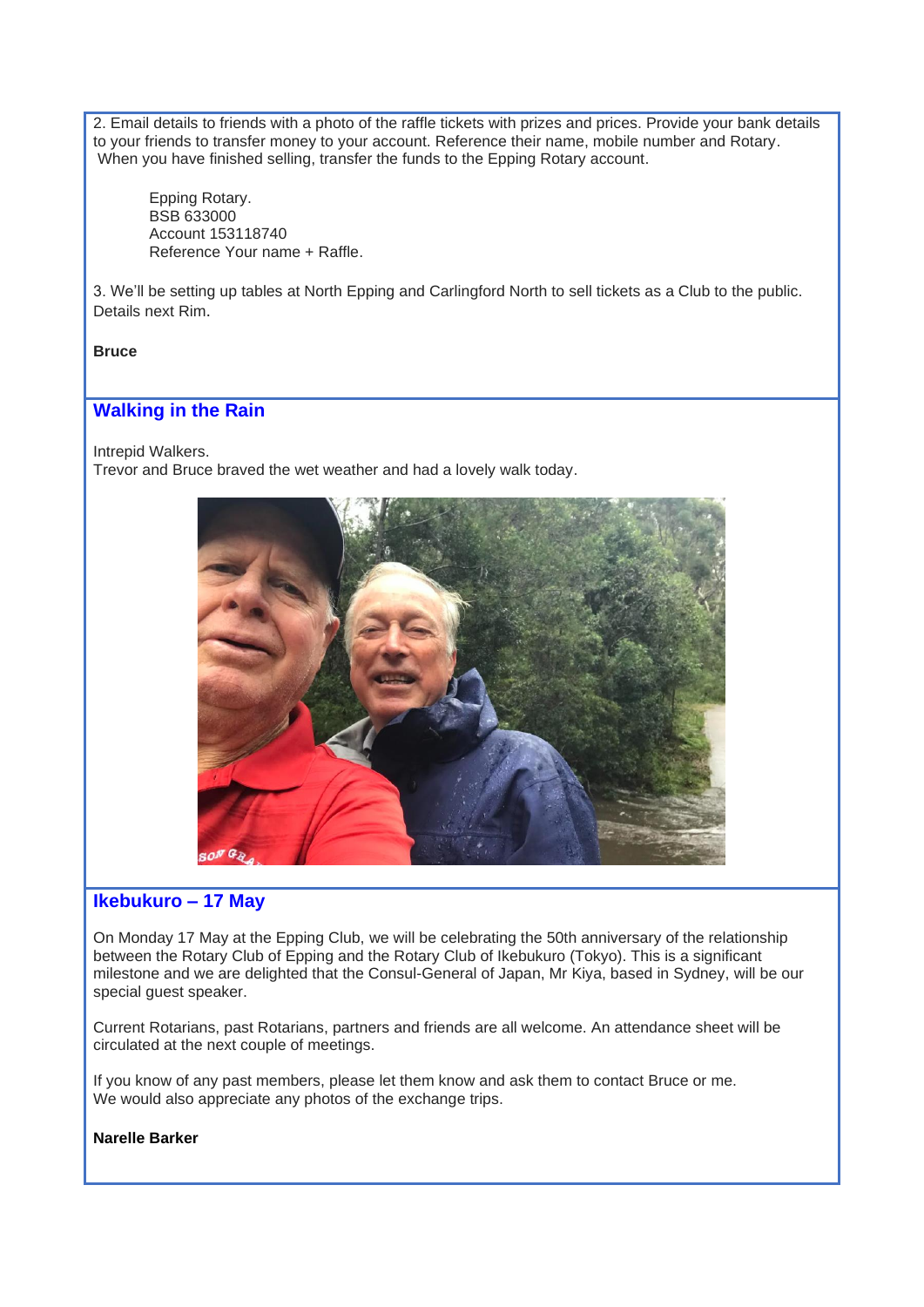2. Email details to friends with a photo of the raffle tickets with prizes and prices. Provide your bank details to your friends to transfer money to your account. Reference their name, mobile number and Rotary.
When you have finished selling, transfer the funds to the Epping Rotary account.

> Epping Rotary.
> BSB 633000
> Account 153118740
> Reference Your name + Raffle.

3. We'll be setting up tables at North Epping and Carlingford North to sell tickets as a Club to the public. Details next Rim.

**Bruce**

## Walking in the Rain

Intrepid Walkers.
Trevor and Bruce braved the wet weather and had a lovely walk today.

## Ikebukuro – 17 May

On Monday 17 May at the Epping Club, we will be celebrating the 50th anniversary of the relationship between the Rotary Club of Epping and the Rotary Club of Ikebukuro (Tokyo). This is a significant milestone and we are delighted that the Consul-General of Japan, Mr Kiya, based in Sydney, will be our special guest speaker.

Current Rotarians, past Rotarians, partners and friends are all welcome. An attendance sheet will be circulated at the next couple of meetings.

If you know of any past members, please let them know and ask them to contact Bruce or me.
We would also appreciate any photos of the exchange trips.

**Narelle Barker**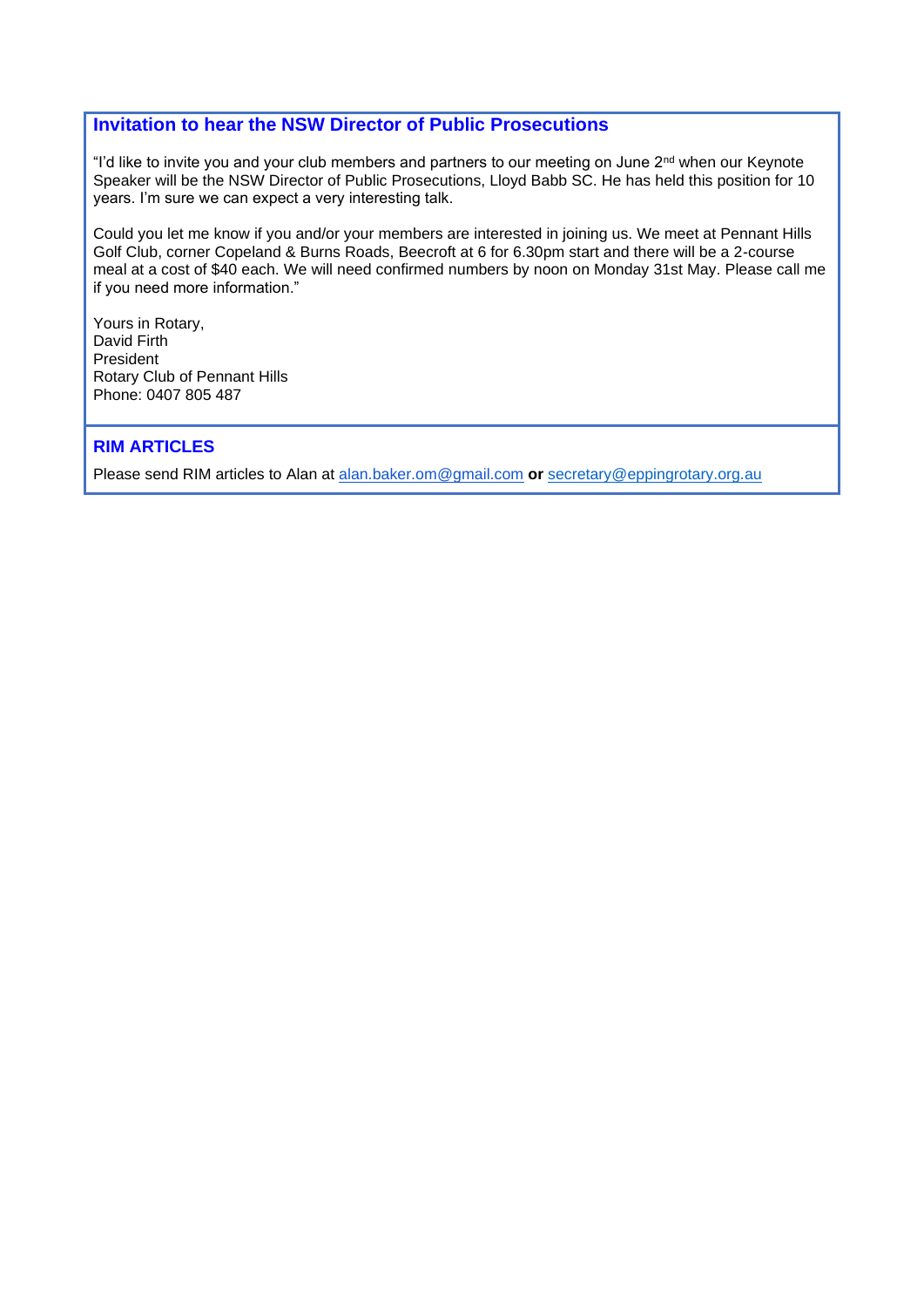## Invitation to hear the NSW Director of Public Prosecutions

"I'd like to invite you and your club members and partners to our meeting on June 2nd when our Keynote Speaker will be the NSW Director of Public Prosecutions, Lloyd Babb SC. He has held this position for 10 years. I'm sure we can expect a very interesting talk.

Could you let me know if you and/or your members are interested in joining us. We meet at Pennant Hills Golf Club, corner Copeland & Burns Roads, Beecroft at 6 for 6.30pm start and there will be a 2-course meal at a cost of $40 each. We will need confirmed numbers by noon on Monday 31st May. Please call me if you need more information."

Yours in Rotary,
David Firth
President
Rotary Club of Pennant Hills
Phone: 0407 805 487

## RIM ARTICLES

Please send RIM articles to Alan at alan.baker.om@gmail.com **or** secretary@eppingrotary.org.au